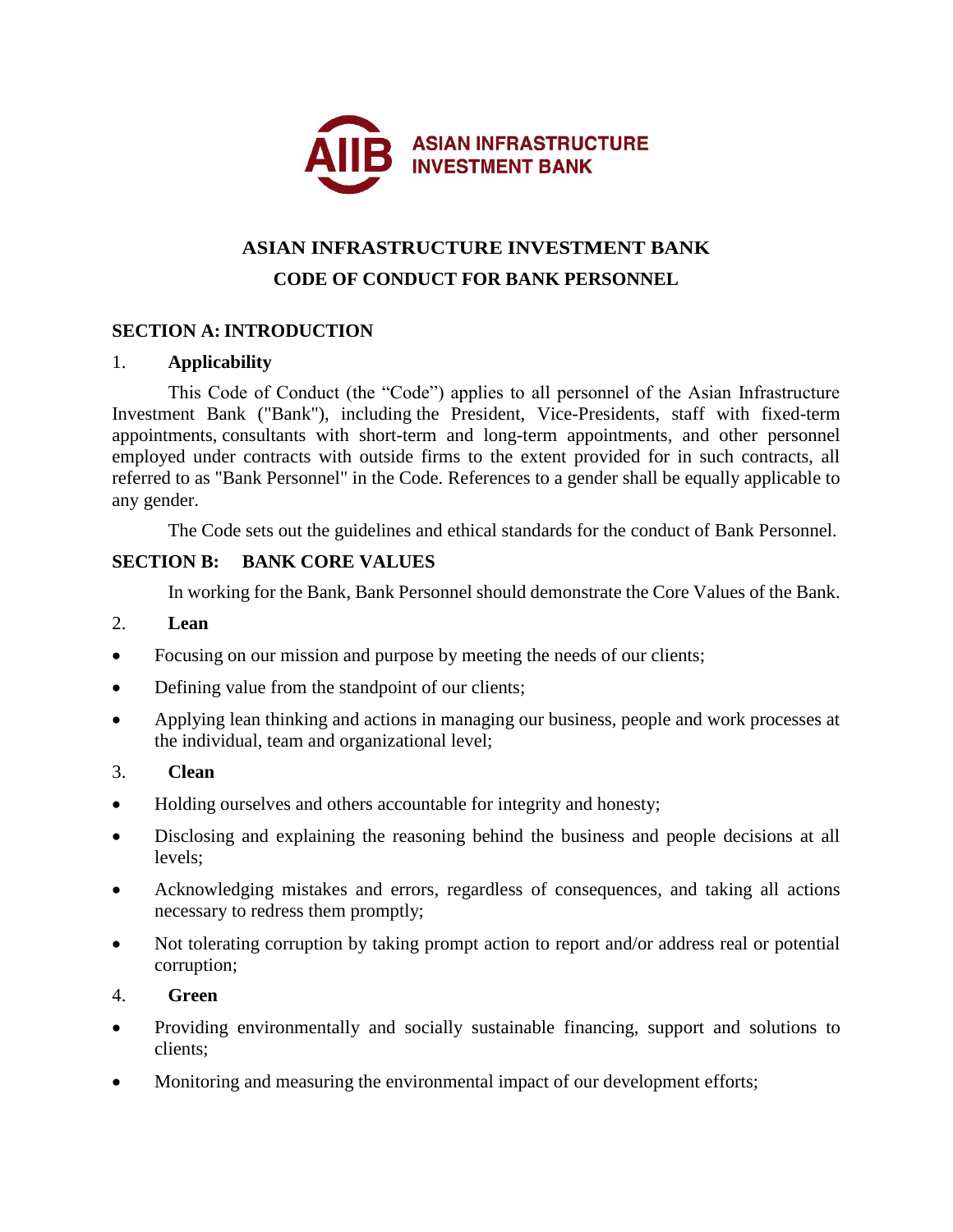ASIAN INFRASTRUCTURE INVESTMENT BANK

# ASIAN INFRASTRUCTURE INVESTMENT BANK
# CODE OF CONDUCT FOR BANK PERSONNEL

## SECTION A: INTRODUCTION

### 1. Applicability

This Code of Conduct (the "Code") applies to all personnel of the Asian Infrastructure Investment Bank ("Bank"), including the President, Vice-Presidents, staff with fixed-term appointments, consultants with short-term and long-term appointments, and other personnel employed under contracts with outside firms to the extent provided for in such contracts, all referred to as "Bank Personnel" in the Code. References to a gender shall be equally applicable to any gender.

The Code sets out the guidelines and ethical standards for the conduct of Bank Personnel.

## SECTION B: BANK CORE VALUES

In working for the Bank, Bank Personnel should demonstrate the Core Values of the Bank.

### 2. Lean

- Focusing on our mission and purpose by meeting the needs of our clients;
- Defining value from the standpoint of our clients;
- Applying lean thinking and actions in managing our business, people and work processes at the individual, team and organizational level;

### 3. Clean

- Holding ourselves and others accountable for integrity and honesty;
- Disclosing and explaining the reasoning behind the business and people decisions at all levels;
- Acknowledging mistakes and errors, regardless of consequences, and taking all actions necessary to redress them promptly;
- Not tolerating corruption by taking prompt action to report and/or address real or potential corruption;

### 4. Green

- Providing environmentally and socially sustainable financing, support and solutions to clients;
- Monitoring and measuring the environmental impact of our development efforts;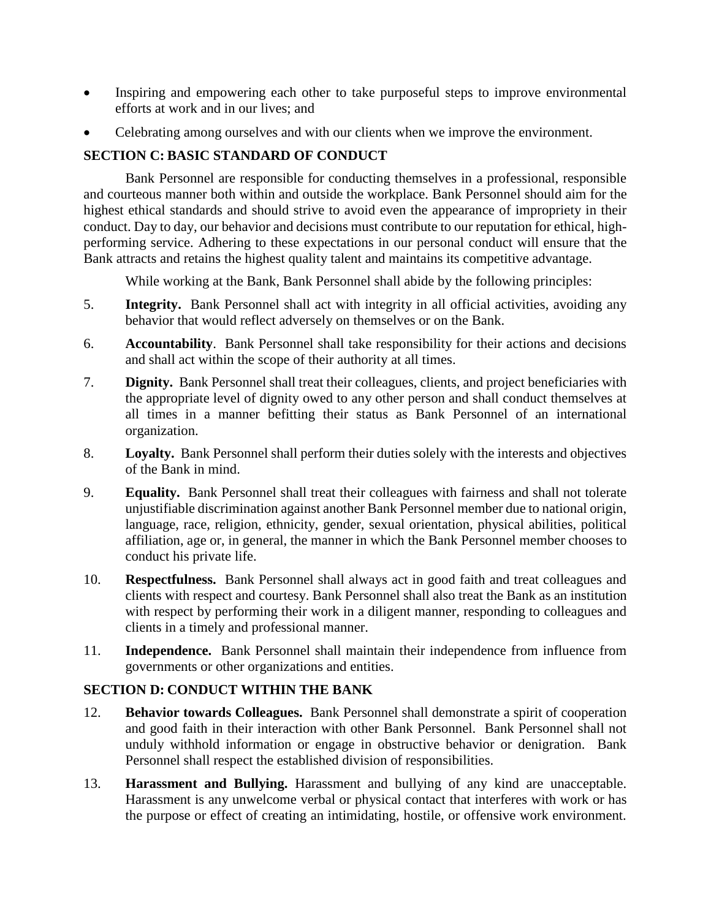- Inspiring and empowering each other to take purposeful steps to improve environmental efforts at work and in our lives; and
- Celebrating among ourselves and with our clients when we improve the environment.

## SECTION C: BASIC STANDARD OF CONDUCT

Bank Personnel are responsible for conducting themselves in a professional, responsible and courteous manner both within and outside the workplace. Bank Personnel should aim for the highest ethical standards and should strive to avoid even the appearance of impropriety in their conduct. Day to day, our behavior and decisions must contribute to our reputation for ethical, high-performing service. Adhering to these expectations in our personal conduct will ensure that the Bank attracts and retains the highest quality talent and maintains its competitive advantage.

While working at the Bank, Bank Personnel shall abide by the following principles:

5. **Integrity.** Bank Personnel shall act with integrity in all official activities, avoiding any behavior that would reflect adversely on themselves or on the Bank.

6. **Accountability**. Bank Personnel shall take responsibility for their actions and decisions and shall act within the scope of their authority at all times.

7. **Dignity.** Bank Personnel shall treat their colleagues, clients, and project beneficiaries with the appropriate level of dignity owed to any other person and shall conduct themselves at all times in a manner befitting their status as Bank Personnel of an international organization.

8. **Loyalty.** Bank Personnel shall perform their duties solely with the interests and objectives of the Bank in mind.

9. **Equality.** Bank Personnel shall treat their colleagues with fairness and shall not tolerate unjustifiable discrimination against another Bank Personnel member due to national origin, language, race, religion, ethnicity, gender, sexual orientation, physical abilities, political affiliation, age or, in general, the manner in which the Bank Personnel member chooses to conduct his private life.

10. **Respectfulness.** Bank Personnel shall always act in good faith and treat colleagues and clients with respect and courtesy. Bank Personnel shall also treat the Bank as an institution with respect by performing their work in a diligent manner, responding to colleagues and clients in a timely and professional manner.

11. **Independence.** Bank Personnel shall maintain their independence from influence from governments or other organizations and entities.

## SECTION D: CONDUCT WITHIN THE BANK

12. **Behavior towards Colleagues.** Bank Personnel shall demonstrate a spirit of cooperation and good faith in their interaction with other Bank Personnel. Bank Personnel shall not unduly withhold information or engage in obstructive behavior or denigration. Bank Personnel shall respect the established division of responsibilities.

13. **Harassment and Bullying.** Harassment and bullying of any kind are unacceptable. Harassment is any unwelcome verbal or physical contact that interferes with work or has the purpose or effect of creating an intimidating, hostile, or offensive work environment.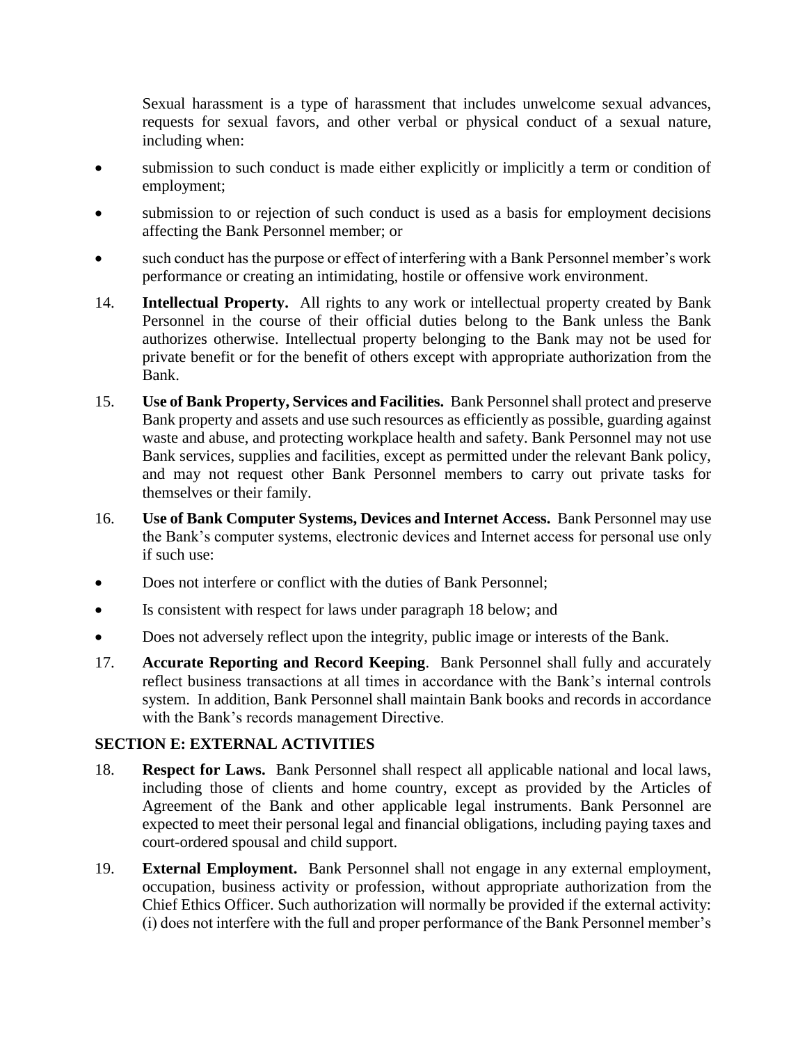Sexual harassment is a type of harassment that includes unwelcome sexual advances, requests for sexual favors, and other verbal or physical conduct of a sexual nature, including when:

- submission to such conduct is made either explicitly or implicitly a term or condition of employment;
- submission to or rejection of such conduct is used as a basis for employment decisions affecting the Bank Personnel member; or
- such conduct has the purpose or effect of interfering with a Bank Personnel member's work performance or creating an intimidating, hostile or offensive work environment.

14. **Intellectual Property.** All rights to any work or intellectual property created by Bank Personnel in the course of their official duties belong to the Bank unless the Bank authorizes otherwise. Intellectual property belonging to the Bank may not be used for private benefit or for the benefit of others except with appropriate authorization from the Bank.

15. **Use of Bank Property, Services and Facilities.** Bank Personnel shall protect and preserve Bank property and assets and use such resources as efficiently as possible, guarding against waste and abuse, and protecting workplace health and safety. Bank Personnel may not use Bank services, supplies and facilities, except as permitted under the relevant Bank policy, and may not request other Bank Personnel members to carry out private tasks for themselves or their family.

16. **Use of Bank Computer Systems, Devices and Internet Access.** Bank Personnel may use the Bank's computer systems, electronic devices and Internet access for personal use only if such use:

- Does not interfere or conflict with the duties of Bank Personnel;
- Is consistent with respect for laws under paragraph 18 below; and
- Does not adversely reflect upon the integrity, public image or interests of the Bank.

17. **Accurate Reporting and Record Keeping**. Bank Personnel shall fully and accurately reflect business transactions at all times in accordance with the Bank's internal controls system. In addition, Bank Personnel shall maintain Bank books and records in accordance with the Bank's records management Directive.

## SECTION E: EXTERNAL ACTIVITIES

18. **Respect for Laws.** Bank Personnel shall respect all applicable national and local laws, including those of clients and home country, except as provided by the Articles of Agreement of the Bank and other applicable legal instruments. Bank Personnel are expected to meet their personal legal and financial obligations, including paying taxes and court-ordered spousal and child support.

19. **External Employment.** Bank Personnel shall not engage in any external employment, occupation, business activity or profession, without appropriate authorization from the Chief Ethics Officer. Such authorization will normally be provided if the external activity: (i) does not interfere with the full and proper performance of the Bank Personnel member's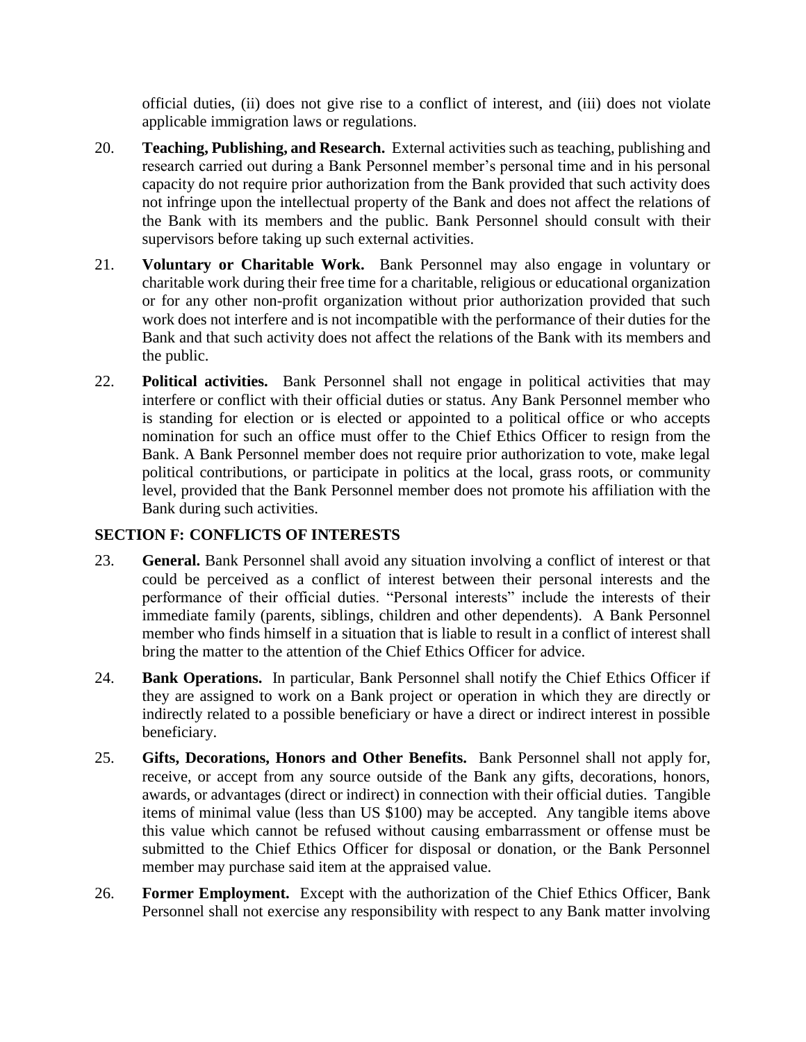official duties, (ii) does not give rise to a conflict of interest, and (iii) does not violate applicable immigration laws or regulations.

20. **Teaching, Publishing, and Research.** External activities such as teaching, publishing and research carried out during a Bank Personnel member's personal time and in his personal capacity do not require prior authorization from the Bank provided that such activity does not infringe upon the intellectual property of the Bank and does not affect the relations of the Bank with its members and the public. Bank Personnel should consult with their supervisors before taking up such external activities.

21. **Voluntary or Charitable Work.** Bank Personnel may also engage in voluntary or charitable work during their free time for a charitable, religious or educational organization or for any other non-profit organization without prior authorization provided that such work does not interfere and is not incompatible with the performance of their duties for the Bank and that such activity does not affect the relations of the Bank with its members and the public.

22. **Political activities.** Bank Personnel shall not engage in political activities that may interfere or conflict with their official duties or status. Any Bank Personnel member who is standing for election or is elected or appointed to a political office or who accepts nomination for such an office must offer to the Chief Ethics Officer to resign from the Bank. A Bank Personnel member does not require prior authorization to vote, make legal political contributions, or participate in politics at the local, grass roots, or community level, provided that the Bank Personnel member does not promote his affiliation with the Bank during such activities.

## SECTION F: CONFLICTS OF INTERESTS

23. **General.** Bank Personnel shall avoid any situation involving a conflict of interest or that could be perceived as a conflict of interest between their personal interests and the performance of their official duties. "Personal interests" include the interests of their immediate family (parents, siblings, children and other dependents). A Bank Personnel member who finds himself in a situation that is liable to result in a conflict of interest shall bring the matter to the attention of the Chief Ethics Officer for advice.

24. **Bank Operations.** In particular, Bank Personnel shall notify the Chief Ethics Officer if they are assigned to work on a Bank project or operation in which they are directly or indirectly related to a possible beneficiary or have a direct or indirect interest in possible beneficiary.

25. **Gifts, Decorations, Honors and Other Benefits.** Bank Personnel shall not apply for, receive, or accept from any source outside of the Bank any gifts, decorations, honors, awards, or advantages (direct or indirect) in connection with their official duties. Tangible items of minimal value (less than US $100) may be accepted. Any tangible items above this value which cannot be refused without causing embarrassment or offense must be submitted to the Chief Ethics Officer for disposal or donation, or the Bank Personnel member may purchase said item at the appraised value.

26. **Former Employment.** Except with the authorization of the Chief Ethics Officer, Bank Personnel shall not exercise any responsibility with respect to any Bank matter involving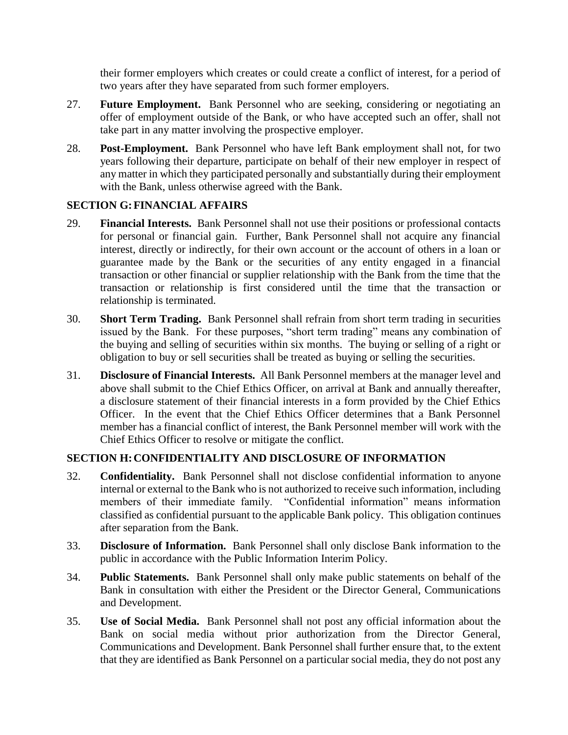their former employers which creates or could create a conflict of interest, for a period of two years after they have separated from such former employers.

27. **Future Employment.** Bank Personnel who are seeking, considering or negotiating an offer of employment outside of the Bank, or who have accepted such an offer, shall not take part in any matter involving the prospective employer.

28. **Post-Employment.** Bank Personnel who have left Bank employment shall not, for two years following their departure, participate on behalf of their new employer in respect of any matter in which they participated personally and substantially during their employment with the Bank, unless otherwise agreed with the Bank.

## SECTION G: FINANCIAL AFFAIRS

29. **Financial Interests.** Bank Personnel shall not use their positions or professional contacts for personal or financial gain. Further, Bank Personnel shall not acquire any financial interest, directly or indirectly, for their own account or the account of others in a loan or guarantee made by the Bank or the securities of any entity engaged in a financial transaction or other financial or supplier relationship with the Bank from the time that the transaction or relationship is first considered until the time that the transaction or relationship is terminated.

30. **Short Term Trading.** Bank Personnel shall refrain from short term trading in securities issued by the Bank. For these purposes, "short term trading" means any combination of the buying and selling of securities within six months. The buying or selling of a right or obligation to buy or sell securities shall be treated as buying or selling the securities.

31. **Disclosure of Financial Interests.** All Bank Personnel members at the manager level and above shall submit to the Chief Ethics Officer, on arrival at Bank and annually thereafter, a disclosure statement of their financial interests in a form provided by the Chief Ethics Officer. In the event that the Chief Ethics Officer determines that a Bank Personnel member has a financial conflict of interest, the Bank Personnel member will work with the Chief Ethics Officer to resolve or mitigate the conflict.

## SECTION H: CONFIDENTIALITY AND DISCLOSURE OF INFORMATION

32. **Confidentiality.** Bank Personnel shall not disclose confidential information to anyone internal or external to the Bank who is not authorized to receive such information, including members of their immediate family. "Confidential information" means information classified as confidential pursuant to the applicable Bank policy. This obligation continues after separation from the Bank.

33. **Disclosure of Information.** Bank Personnel shall only disclose Bank information to the public in accordance with the Public Information Interim Policy.

34. **Public Statements.** Bank Personnel shall only make public statements on behalf of the Bank in consultation with either the President or the Director General, Communications and Development.

35. **Use of Social Media.** Bank Personnel shall not post any official information about the Bank on social media without prior authorization from the Director General, Communications and Development. Bank Personnel shall further ensure that, to the extent that they are identified as Bank Personnel on a particular social media, they do not post any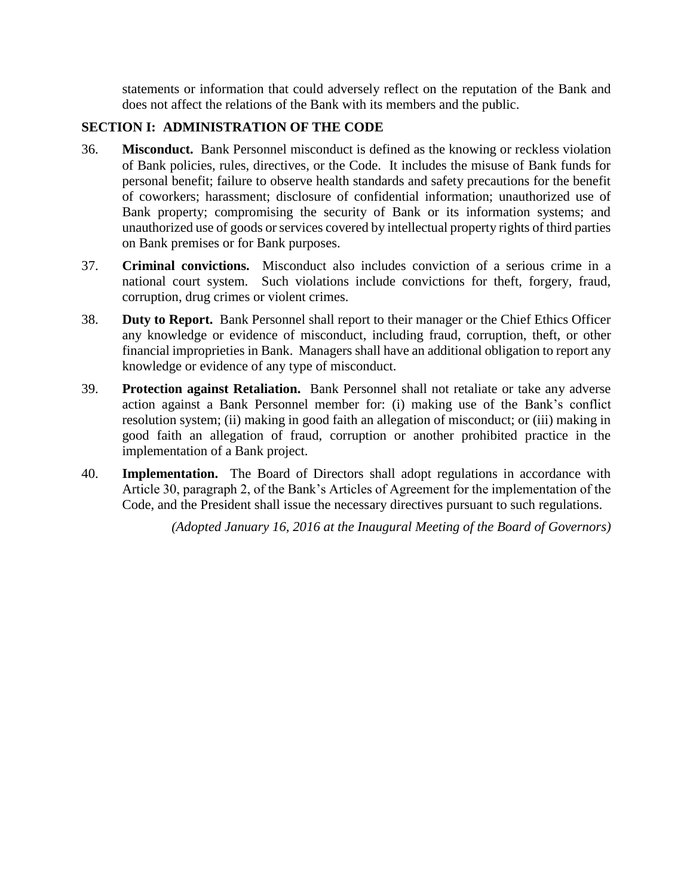statements or information that could adversely reflect on the reputation of the Bank and does not affect the relations of the Bank with its members and the public.

## SECTION I: ADMINISTRATION OF THE CODE

36. **Misconduct.** Bank Personnel misconduct is defined as the knowing or reckless violation of Bank policies, rules, directives, or the Code. It includes the misuse of Bank funds for personal benefit; failure to observe health standards and safety precautions for the benefit of coworkers; harassment; disclosure of confidential information; unauthorized use of Bank property; compromising the security of Bank or its information systems; and unauthorized use of goods or services covered by intellectual property rights of third parties on Bank premises or for Bank purposes.

37. **Criminal convictions.** Misconduct also includes conviction of a serious crime in a national court system. Such violations include convictions for theft, forgery, fraud, corruption, drug crimes or violent crimes.

38. **Duty to Report.** Bank Personnel shall report to their manager or the Chief Ethics Officer any knowledge or evidence of misconduct, including fraud, corruption, theft, or other financial improprieties in Bank. Managers shall have an additional obligation to report any knowledge or evidence of any type of misconduct.

39. **Protection against Retaliation.** Bank Personnel shall not retaliate or take any adverse action against a Bank Personnel member for: (i) making use of the Bank's conflict resolution system; (ii) making in good faith an allegation of misconduct; or (iii) making in good faith an allegation of fraud, corruption or another prohibited practice in the implementation of a Bank project.

40. **Implementation.** The Board of Directors shall adopt regulations in accordance with Article 30, paragraph 2, of the Bank's Articles of Agreement for the implementation of the Code, and the President shall issue the necessary directives pursuant to such regulations.

*(Adopted January 16, 2016 at the Inaugural Meeting of the Board of Governors)*